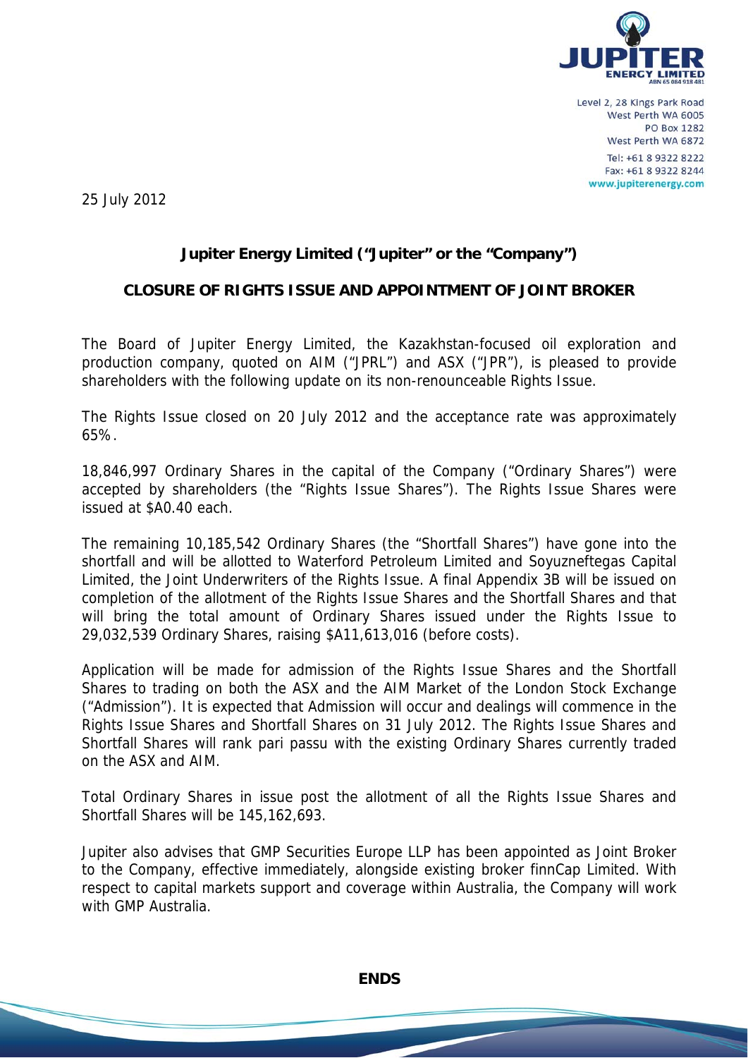JUPITER ENERGY LIMITED
ABN 65 084 918 481

Level 2, 28 Kings Park Road
West Perth WA 6005
PO Box 1282
West Perth WA 6872
Tel: +61 8 9322 8222
Fax: +61 8 9322 8244
www.jupiterenergy.com

25 July 2012

**Jupiter Energy Limited ("Jupiter" or the "Company")**

**CLOSURE OF RIGHTS ISSUE AND APPOINTMENT OF JOINT BROKER**

The Board of Jupiter Energy Limited, the Kazakhstan-focused oil exploration and production company, quoted on AIM ("JPRL") and ASX ("JPR"), is pleased to provide shareholders with the following update on its non-renounceable Rights Issue.

The Rights Issue closed on 20 July 2012 and the acceptance rate was approximately 65%.

18,846,997 Ordinary Shares in the capital of the Company ("Ordinary Shares") were accepted by shareholders (the "Rights Issue Shares"). The Rights Issue Shares were issued at $A0.40 each.

The remaining 10,185,542 Ordinary Shares (the "Shortfall Shares") have gone into the shortfall and will be allotted to Waterford Petroleum Limited and Soyuzneftegas Capital Limited, the Joint Underwriters of the Rights Issue. A final Appendix 3B will be issued on completion of the allotment of the Rights Issue Shares and the Shortfall Shares and that will bring the total amount of Ordinary Shares issued under the Rights Issue to 29,032,539 Ordinary Shares, raising $A11,613,016 (before costs).

Application will be made for admission of the Rights Issue Shares and the Shortfall Shares to trading on both the ASX and the AIM Market of the London Stock Exchange ("Admission"). It is expected that Admission will occur and dealings will commence in the Rights Issue Shares and Shortfall Shares on 31 July 2012. The Rights Issue Shares and Shortfall Shares will rank pari passu with the existing Ordinary Shares currently traded on the ASX and AIM.

Total Ordinary Shares in issue post the allotment of all the Rights Issue Shares and Shortfall Shares will be 145,162,693.

Jupiter also advises that GMP Securities Europe LLP has been appointed as Joint Broker to the Company, effective immediately, alongside existing broker finnCap Limited. With respect to capital markets support and coverage within Australia, the Company will work with GMP Australia.

**ENDS**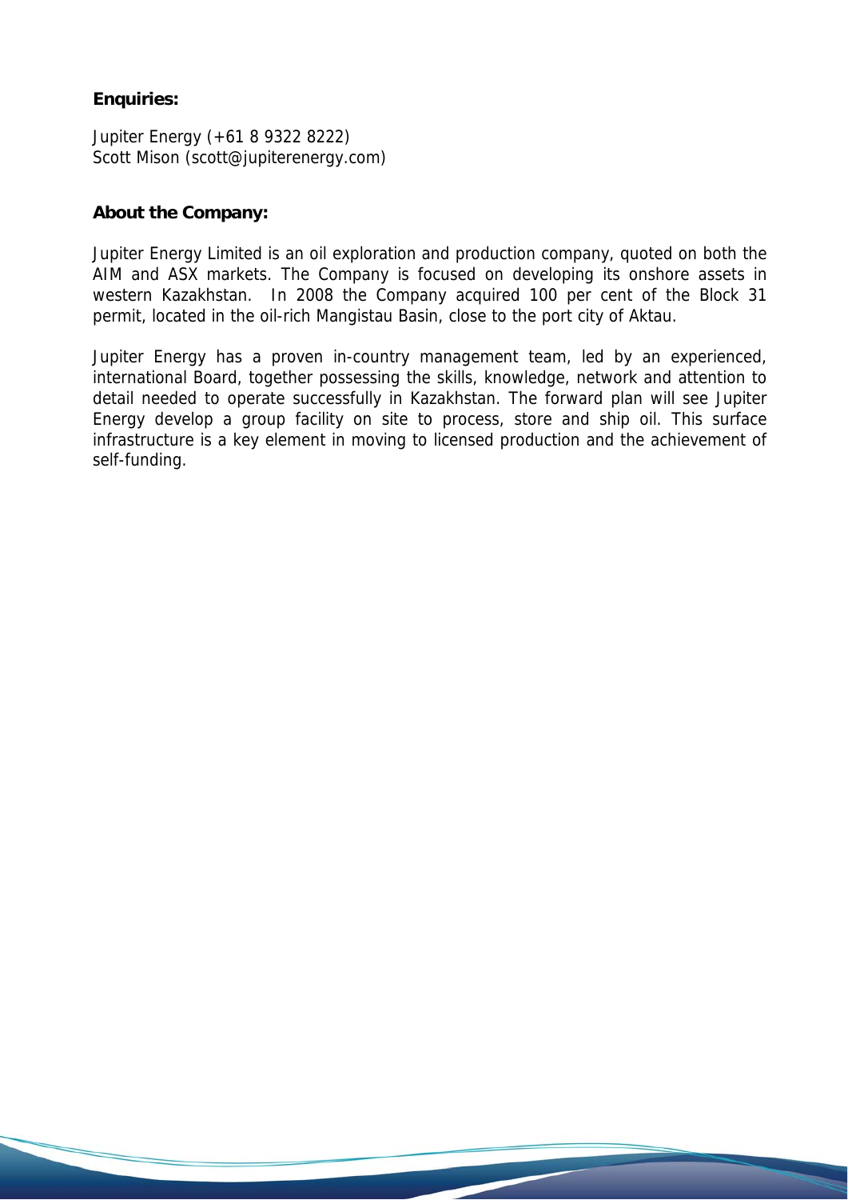**Enquiries:**

Jupiter Energy (+61 8 9322 8222)
Scott Mison (scott@jupiterenergy.com)

**About the Company:**

Jupiter Energy Limited is an oil exploration and production company, quoted on both the AIM and ASX markets. The Company is focused on developing its onshore assets in western Kazakhstan. In 2008 the Company acquired 100 per cent of the Block 31 permit, located in the oil-rich Mangistau Basin, close to the port city of Aktau.

Jupiter Energy has a proven in-country management team, led by an experienced, international Board, together possessing the skills, knowledge, network and attention to detail needed to operate successfully in Kazakhstan. The forward plan will see Jupiter Energy develop a group facility on site to process, store and ship oil. This surface infrastructure is a key element in moving to licensed production and the achievement of self-funding.